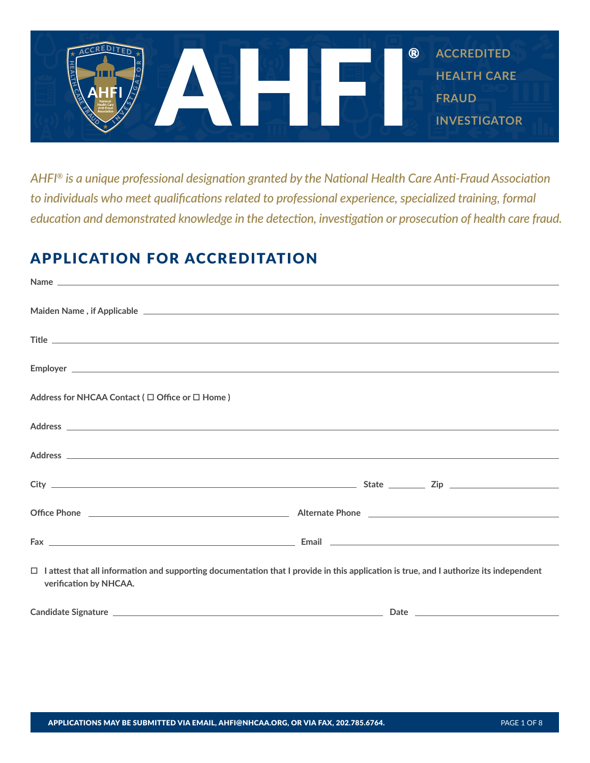# AHFI®

**ACCREDITED HEALTH CARE FRAUD INVESTIGATOR**

*AHFI® is a unique professional designation granted by the National Health Care Anti-Fraud Association to individuals who meet qualifications related to professional experience, specialized training, formal education and demonstrated knowledge in the detection, investigation or prosecution of health care fraud.*

## APPLICATION FOR ACCREDITATION

**Name** ______________________________

**Maiden Name , if Applicable** ______________________________

**Title** ______________________________

**Employer** ______________________________

**Address for NHCAA Contact ( ☐ Office or ☐ Home )**

**Address** ______________________________

**Address** ______________________________

**City** ______________________________ **State** ________ **Zip** ______________

**Office Phone** ______________________________ **Alternate Phone** ______________________________

**Fax** ______________________________ **Email** ______________________________

☐ **I attest that all information and supporting documentation that I provide in this application is true, and I authorize its independent verification by NHCAA.**

**Candidate Signature** ______________________________ **Date** ______________

**APPLICATIONS MAY BE SUBMITTED VIA EMAIL, AHFI@NHCAA.ORG, OR VIA FAX, 202.785.6764.**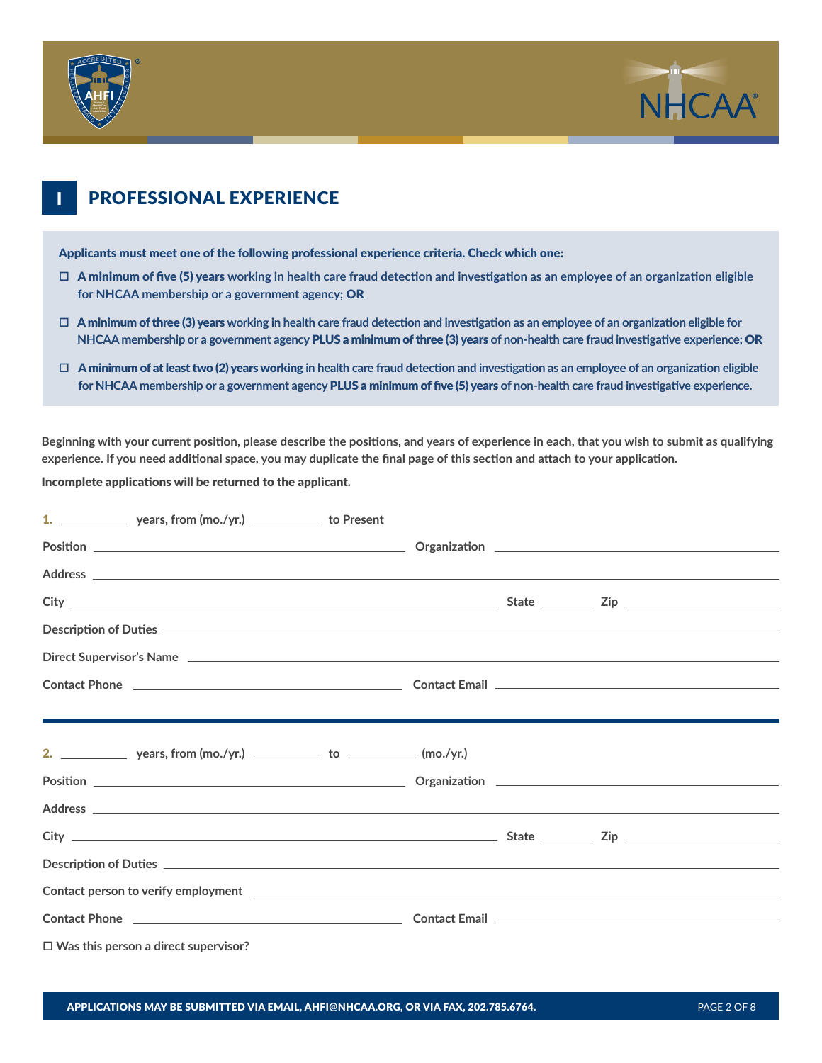# I PROFESSIONAL EXPERIENCE

**Applicants must meet one of the following professional experience criteria. Check which one:**

- ☐ **A minimum of five (5) years** working in health care fraud detection and investigation as an employee of an organization eligible for NHCAA membership or a government agency; **OR**
- ☐ **A minimum of three (3) years** working in health care fraud detection and investigation as an employee of an organization eligible for NHCAA membership or a government agency **PLUS a minimum of three (3) years** of non-health care fraud investigative experience; **OR**
- ☐ **A minimum of at least two (2) years working** in health care fraud detection and investigation as an employee of an organization eligible for NHCAA membership or a government agency **PLUS a minimum of five (5) years** of non-health care fraud investigative experience.

**Beginning with your current position, please describe the positions, and years of experience in each, that you wish to submit as qualifying experience. If you need additional space, you may duplicate the final page of this section and attach to your application.**

**Incomplete applications will be returned to the applicant.**

**1.** __________ years, from (mo./yr.) __________ to Present

Position ____________________ Organization ____________________

Address ____________________

City ____________________ State ________ Zip ____________________

Description of Duties ____________________

Direct Supervisor's Name ____________________

Contact Phone ____________________ Contact Email ____________________

---

**2.** __________ years, from (mo./yr.) __________ to __________ (mo./yr.)

Position ____________________ Organization ____________________

Address ____________________

City ____________________ State ________ Zip ____________________

Description of Duties ____________________

Contact person to verify employment ____________________

Contact Phone ____________________ Contact Email ____________________

☐ Was this person a direct supervisor?

**APPLICATIONS MAY BE SUBMITTED VIA EMAIL, AHFI@NHCAA.ORG, OR VIA FAX, 202.785.6764.**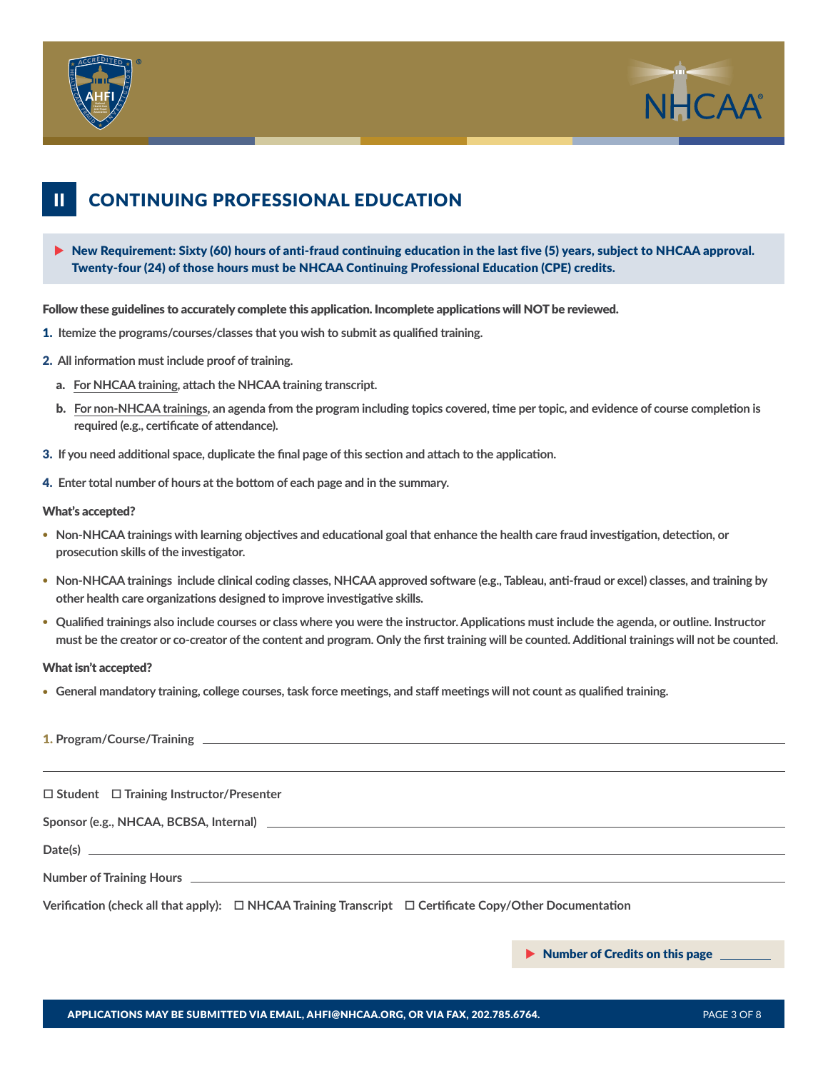## II CONTINUING PROFESSIONAL EDUCATION

▶ **New Requirement: Sixty (60) hours of anti-fraud continuing education in the last five (5) years, subject to NHCAA approval. Twenty-four (24) of those hours must be NHCAA Continuing Professional Education (CPE) credits.**

**Follow these guidelines to accurately complete this application. Incomplete applications will NOT be reviewed.**

1. **Itemize the programs/courses/classes that you wish to submit as qualified training.**
2. **All information must include proof of training.**
   a. **For NHCAA training, attach the NHCAA training transcript.**
   b. **For non-NHCAA trainings, an agenda from the program including topics covered, time per topic, and evidence of course completion is required (e.g., certificate of attendance).**
3. **If you need additional space, duplicate the final page of this section and attach to the application.**
4. **Enter total number of hours at the bottom of each page and in the summary.**

**What's accepted?**

- **Non-NHCAA trainings with learning objectives and educational goal that enhance the health care fraud investigation, detection, or prosecution skills of the investigator.**
- **Non-NHCAA trainings include clinical coding classes, NHCAA approved software (e.g., Tableau, anti-fraud or excel) classes, and training by other health care organizations designed to improve investigative skills.**
- **Qualified trainings also include courses or class where you were the instructor. Applications must include the agenda, or outline. Instructor must be the creator or co-creator of the content and program. Only the first training will be counted. Additional trainings will not be counted.**

**What isn't accepted?**

- **General mandatory training, college courses, task force meetings, and staff meetings will not count as qualified training.**

**1. Program/Course/Training** ______________________________________________

______________________________________________

☐ Student ☐ Training Instructor/Presenter

Sponsor (e.g., NHCAA, BCBSA, Internal) ______________________________________________

Date(s) ______________________________________________

Number of Training Hours ______________________________________________

Verification (check all that apply): ☐ NHCAA Training Transcript ☐ Certificate Copy/Other Documentation

▶ **Number of Credits on this page** ________

APPLICATIONS MAY BE SUBMITTED VIA EMAIL, AHFI@NHCAA.ORG, OR VIA FAX, 202.785.6764.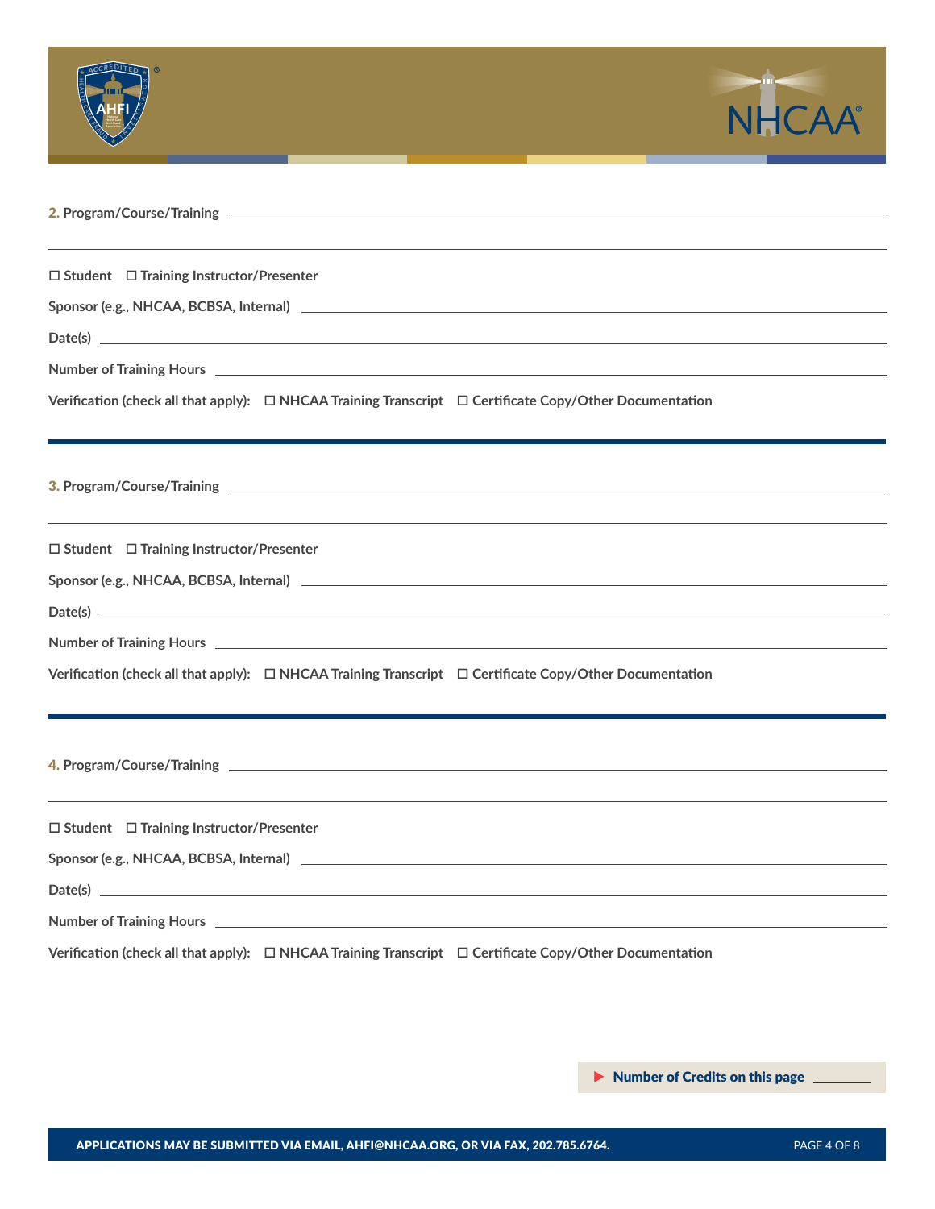**2.** Program/Course/Training ______________________________________________

______________________________________________

☐ Student ☐ Training Instructor/Presenter

Sponsor (e.g., NHCAA, BCBSA, Internal) ______________________________________________

Date(s) ______________________________________________

Number of Training Hours ______________________________________________

Verification (check all that apply): ☐ NHCAA Training Transcript ☐ Certificate Copy/Other Documentation

---

**3.** Program/Course/Training ______________________________________________

______________________________________________

☐ Student ☐ Training Instructor/Presenter

Sponsor (e.g., NHCAA, BCBSA, Internal) ______________________________________________

Date(s) ______________________________________________

Number of Training Hours ______________________________________________

Verification (check all that apply): ☐ NHCAA Training Transcript ☐ Certificate Copy/Other Documentation

---

**4.** Program/Course/Training ______________________________________________

______________________________________________

☐ Student ☐ Training Instructor/Presenter

Sponsor (e.g., NHCAA, BCBSA, Internal) ______________________________________________

Date(s) ______________________________________________

Number of Training Hours ______________________________________________

Verification (check all that apply): ☐ NHCAA Training Transcript ☐ Certificate Copy/Other Documentation

**▶ Number of Credits on this page** ________

**APPLICATIONS MAY BE SUBMITTED VIA EMAIL, AHFI@NHCAA.ORG, OR VIA FAX, 202.785.6764.**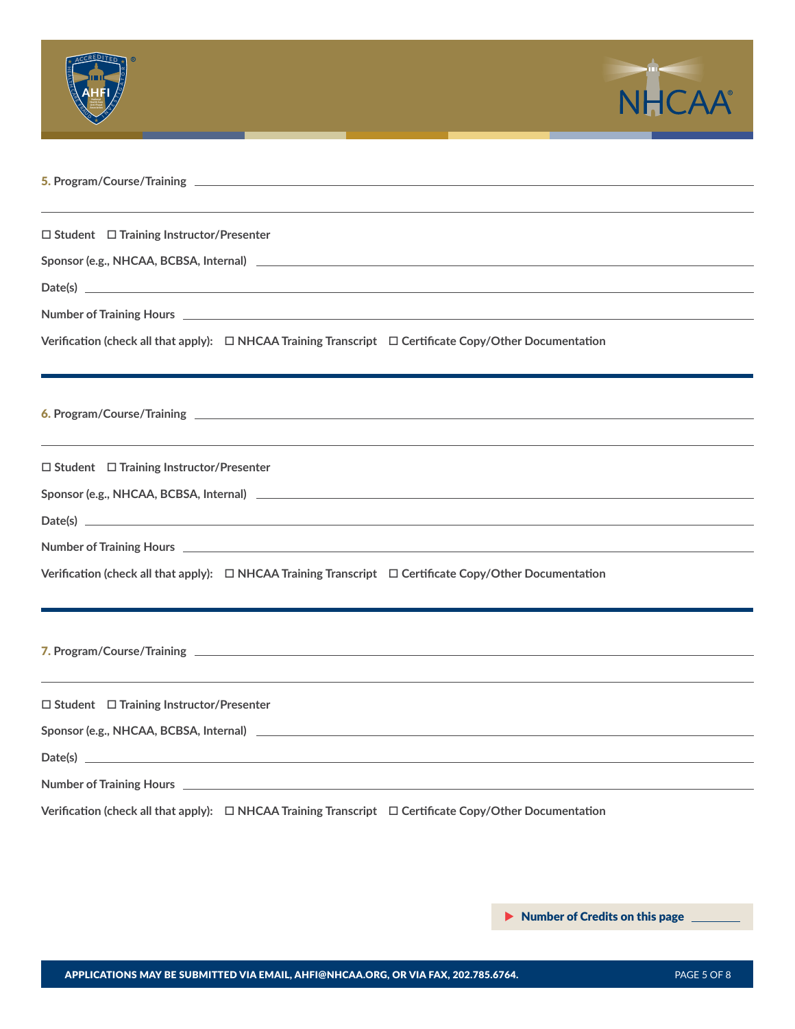**5.** **Program/Course/Training** ______________________________________________

______________________________________________

☐ Student ☐ Training Instructor/Presenter

Sponsor (e.g., NHCAA, BCBSA, Internal) ______________________________________________

Date(s) ______________________________________________

Number of Training Hours ______________________________________________

Verification (check all that apply): ☐ NHCAA Training Transcript ☐ Certificate Copy/Other Documentation

---

**6.** **Program/Course/Training** ______________________________________________

______________________________________________

☐ Student ☐ Training Instructor/Presenter

Sponsor (e.g., NHCAA, BCBSA, Internal) ______________________________________________

Date(s) ______________________________________________

Number of Training Hours ______________________________________________

Verification (check all that apply): ☐ NHCAA Training Transcript ☐ Certificate Copy/Other Documentation

---

**7.** **Program/Course/Training** ______________________________________________

______________________________________________

☐ Student ☐ Training Instructor/Presenter

Sponsor (e.g., NHCAA, BCBSA, Internal) ______________________________________________

Date(s) ______________________________________________

Number of Training Hours ______________________________________________

Verification (check all that apply): ☐ NHCAA Training Transcript ☐ Certificate Copy/Other Documentation

▶ **Number of Credits on this page** ________

**APPLICATIONS MAY BE SUBMITTED VIA EMAIL, AHFI@NHCAA.ORG, OR VIA FAX, 202.785.6764.**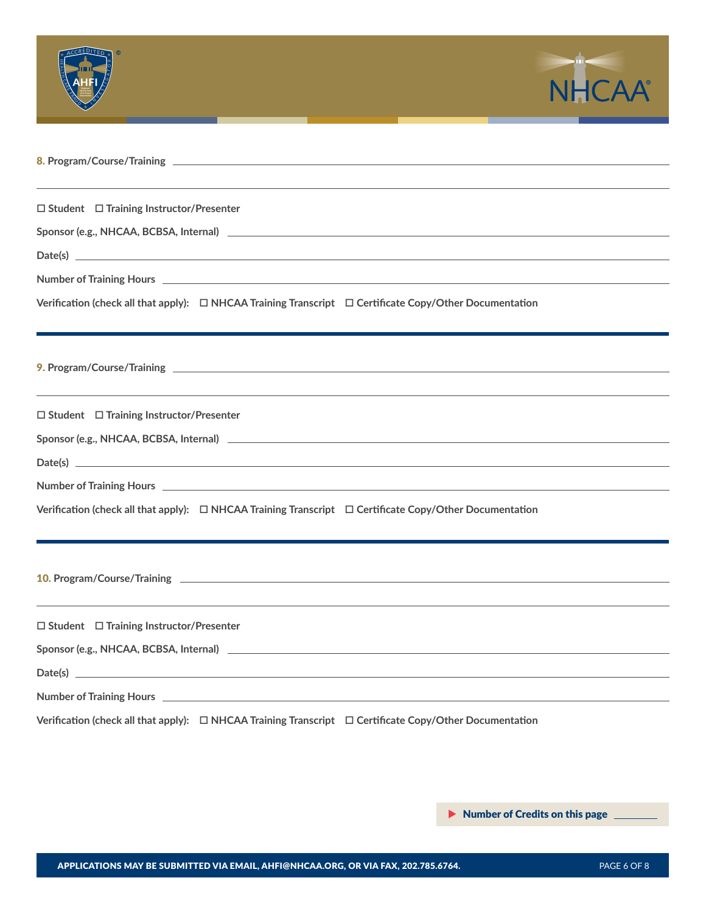**8.** Program/Course/Training ______________________________________________

______________________________________________

☐ Student ☐ Training Instructor/Presenter

Sponsor (e.g., NHCAA, BCBSA, Internal) ______________________________

Date(s) ______________________________

Number of Training Hours ______________________________

Verification (check all that apply): ☐ NHCAA Training Transcript ☐ Certificate Copy/Other Documentation

---

**9.** Program/Course/Training ______________________________________________

______________________________________________

☐ Student ☐ Training Instructor/Presenter

Sponsor (e.g., NHCAA, BCBSA, Internal) ______________________________

Date(s) ______________________________

Number of Training Hours ______________________________

Verification (check all that apply): ☐ NHCAA Training Transcript ☐ Certificate Copy/Other Documentation

---

**10.** Program/Course/Training ______________________________________________

______________________________________________

☐ Student ☐ Training Instructor/Presenter

Sponsor (e.g., NHCAA, BCBSA, Internal) ______________________________

Date(s) ______________________________

Number of Training Hours ______________________________

Verification (check all that apply): ☐ NHCAA Training Transcript ☐ Certificate Copy/Other Documentation

▶ **Number of Credits on this page** ________

**APPLICATIONS MAY BE SUBMITTED VIA EMAIL, AHFI@NHCAA.ORG, OR VIA FAX, 202.785.6764.**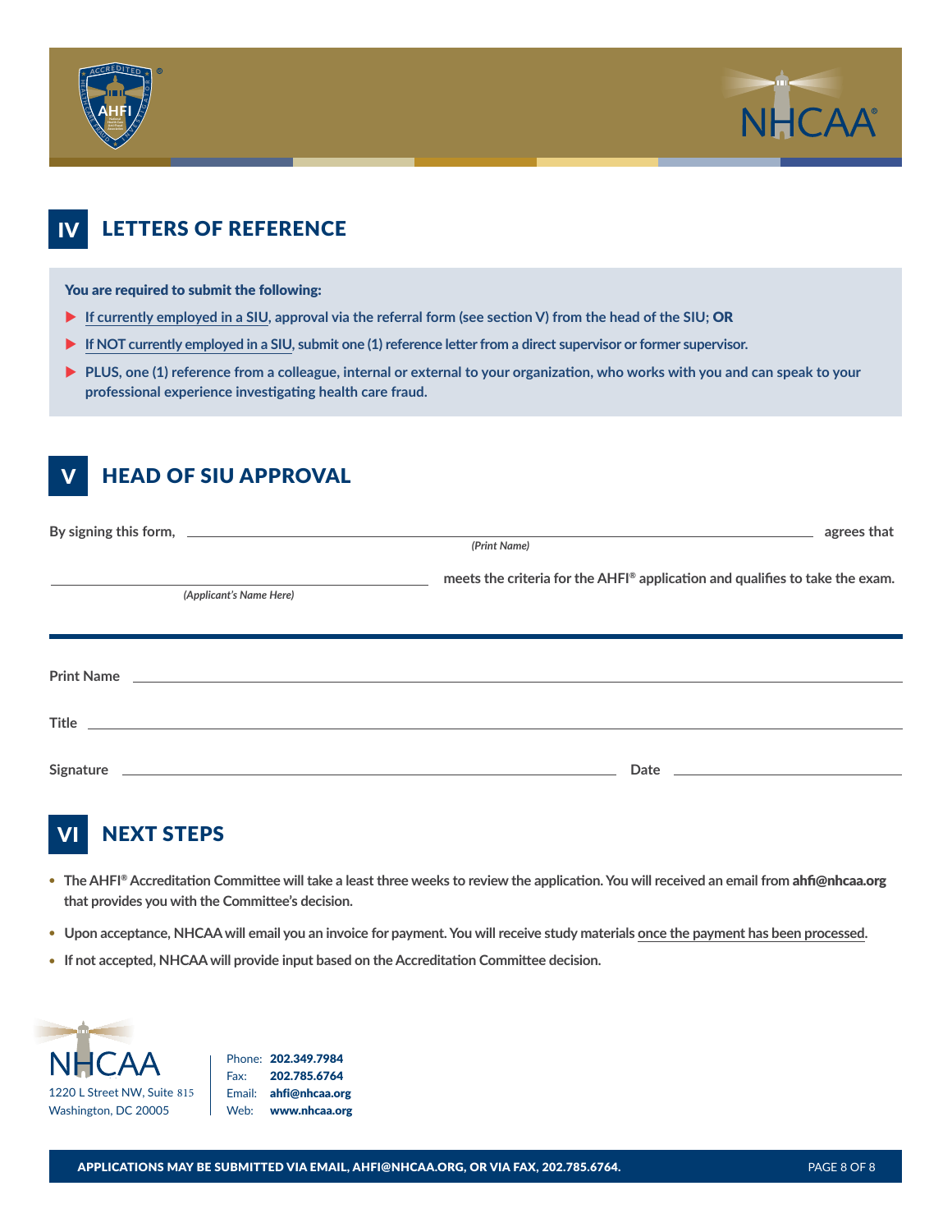## IV LETTERS OF REFERENCE

**You are required to submit the following:**

- **If currently employed in a SIU, approval via the referral form (see section V) from the head of the SIU; OR**
- **If NOT currently employed in a SIU, submit one (1) reference letter from a direct supervisor or former supervisor.**
- **PLUS, one (1) reference from a colleague, internal or external to your organization, who works with you and can speak to your professional experience investigating health care fraud.**

## V HEAD OF SIU APPROVAL

By signing this form, ______________________________ agrees that
*(Print Name)*

______________________________ meets the criteria for the AHFI® application and qualifies to take the exam.
*(Applicant's Name Here)*

Print Name ______________________________

Title ______________________________

Signature ______________________________ Date ______________

## VI NEXT STEPS

- **The AHFI® Accreditation Committee will take a least three weeks to review the application. You will received an email from ahfi@nhcaa.org that provides you with the Committee's decision.**
- **Upon acceptance, NHCAA will email you an invoice for payment. You will receive study materials once the payment has been processed.**
- **If not accepted, NHCAA will provide input based on the Accreditation Committee decision.**

NHCAA
1220 L Street NW, Suite 815
Washington, DC 20005

Phone: **202.349.7984**
Fax: **202.785.6764**
Email: **ahfi@nhcaa.org**
Web: **www.nhcaa.org**

**APPLICATIONS MAY BE SUBMITTED VIA EMAIL, AHFI@NHCAA.ORG, OR VIA FAX, 202.785.6764.**